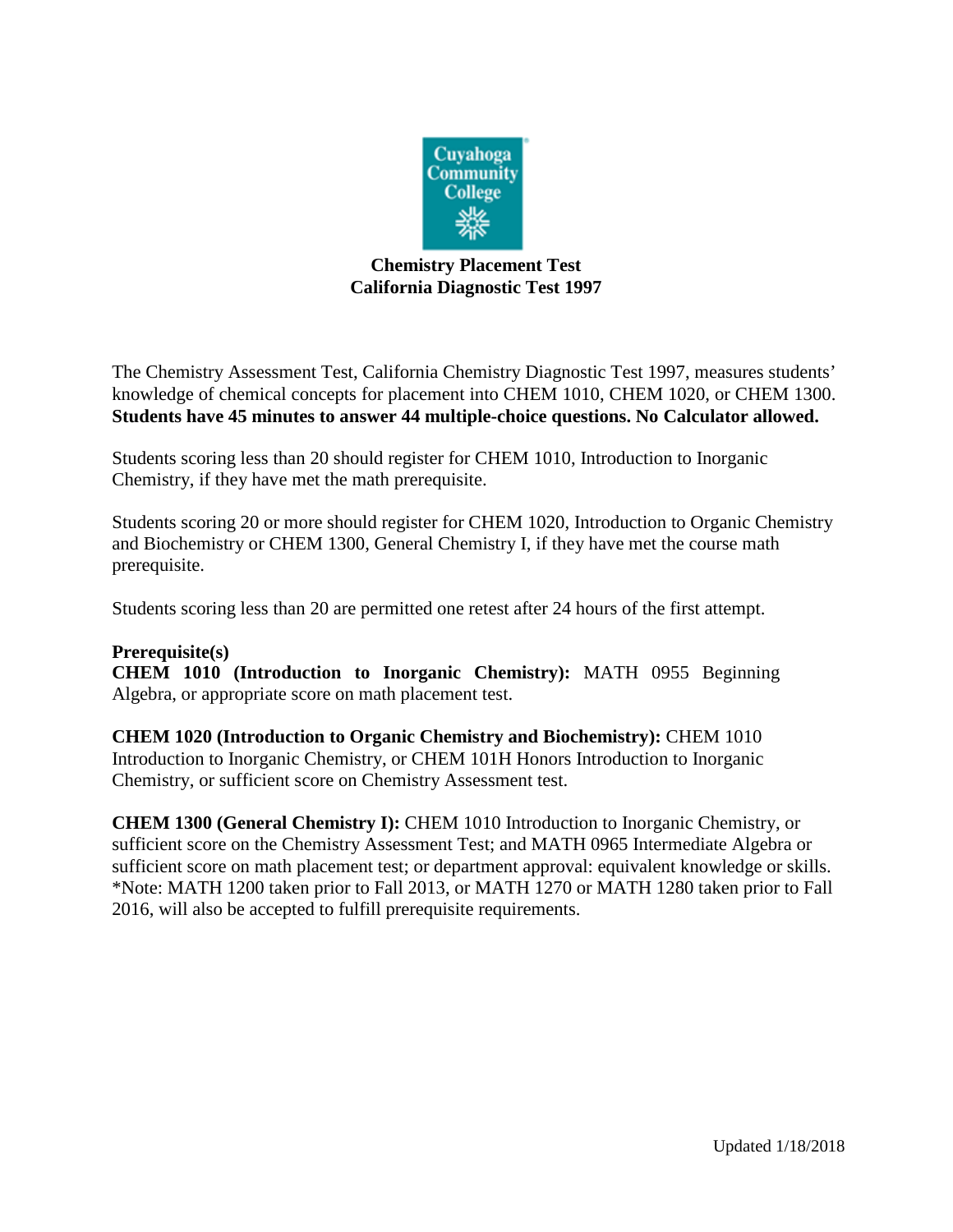# Chemistry Placement Test
## California Diagnostic Test 1997

The Chemistry Assessment Test, California Chemistry Diagnostic Test 1997, measures students' knowledge of chemical concepts for placement into CHEM 1010, CHEM 1020, or CHEM 1300. **Students have 45 minutes to answer 44 multiple-choice questions. No Calculator allowed.**

Students scoring less than 20 should register for CHEM 1010, Introduction to Inorganic Chemistry, if they have met the math prerequisite.

Students scoring 20 or more should register for CHEM 1020, Introduction to Organic Chemistry and Biochemistry or CHEM 1300, General Chemistry I, if they have met the course math prerequisite.

Students scoring less than 20 are permitted one retest after 24 hours of the first attempt.

**Prerequisite(s)**

**CHEM 1010 (Introduction to Inorganic Chemistry):** MATH 0955 Beginning Algebra, or appropriate score on math placement test.

**CHEM 1020 (Introduction to Organic Chemistry and Biochemistry):** CHEM 1010 Introduction to Inorganic Chemistry, or CHEM 101H Honors Introduction to Inorganic Chemistry, or sufficient score on Chemistry Assessment test.

**CHEM 1300 (General Chemistry I):** CHEM 1010 Introduction to Inorganic Chemistry, or sufficient score on the Chemistry Assessment Test; and MATH 0965 Intermediate Algebra or sufficient score on math placement test; or department approval: equivalent knowledge or skills. *Note: MATH 1200 taken prior to Fall 2013, or MATH 1270 or MATH 1280 taken prior to Fall 2016, will also be accepted to fulfill prerequisite requirements.

Updated 1/18/2018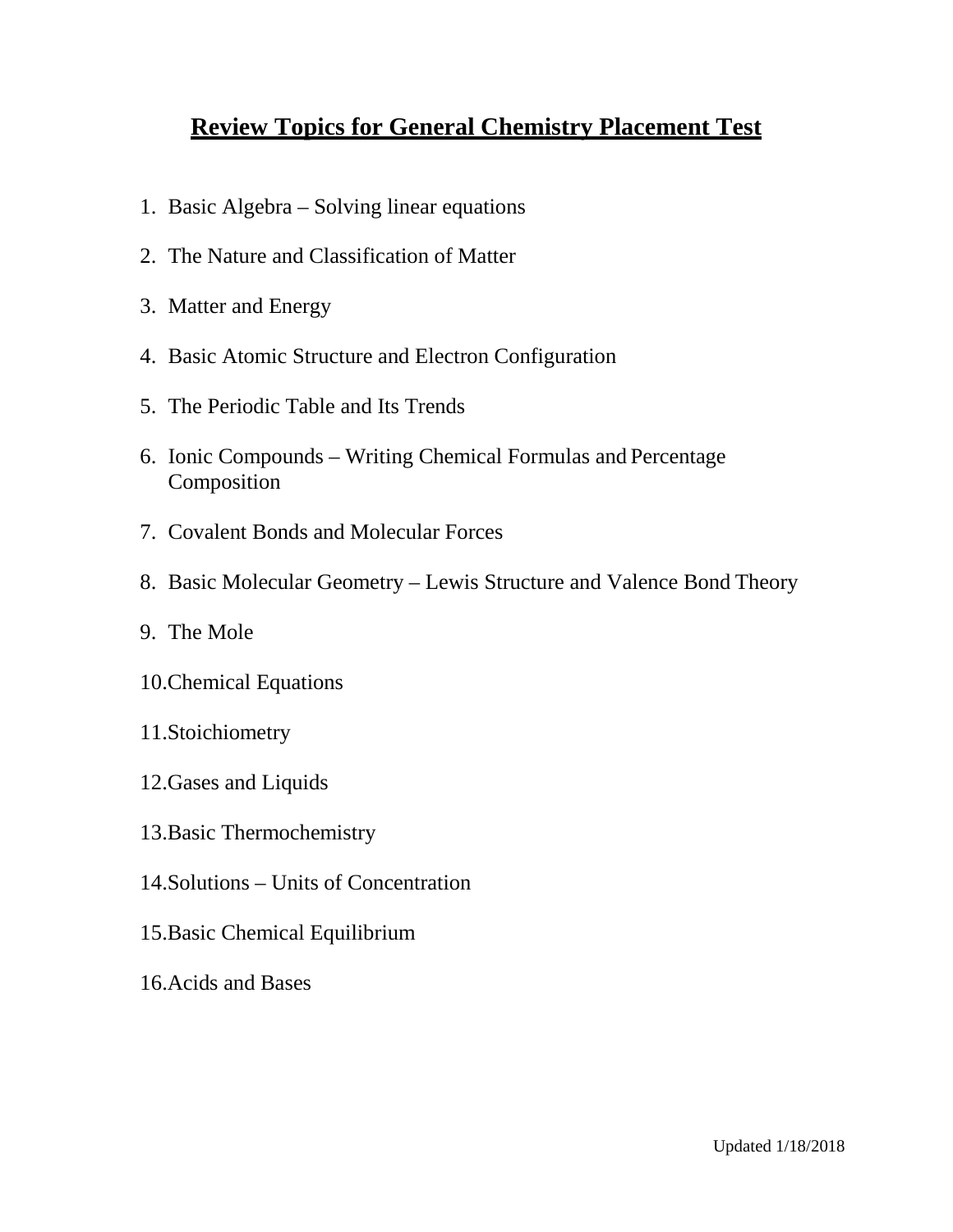# Review Topics for General Chemistry Placement Test

1. Basic Algebra – Solving linear equations
2. The Nature and Classification of Matter
3. Matter and Energy
4. Basic Atomic Structure and Electron Configuration
5. The Periodic Table and Its Trends
6. Ionic Compounds – Writing Chemical Formulas and Percentage Composition
7. Covalent Bonds and Molecular Forces
8. Basic Molecular Geometry – Lewis Structure and Valence Bond Theory
9. The Mole
10. Chemical Equations
11. Stoichiometry
12. Gases and Liquids
13. Basic Thermochemistry
14. Solutions – Units of Concentration
15. Basic Chemical Equilibrium
16. Acids and Bases

Updated 1/18/2018